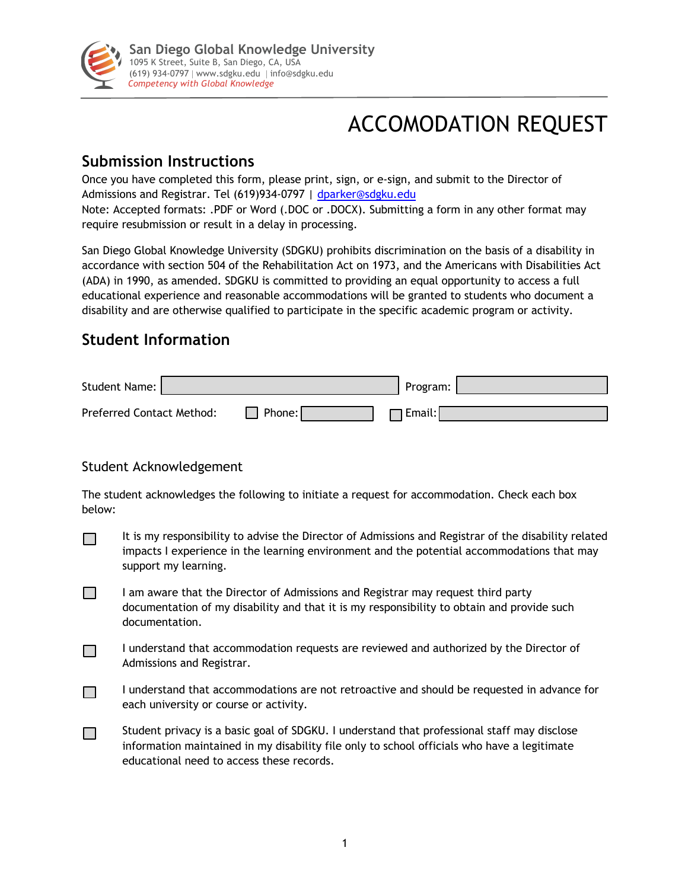San Diego Global Knowledge University
1095 K Street, Suite B, San Diego, CA, USA
(619) 934-0797 | www.sdgku.edu | info@sdgku.edu
*Competency with Global Knowledge*

# ACCOMODATION REQUEST

## Submission Instructions

Once you have completed this form, please print, sign, or e-sign, and submit to the Director of Admissions and Registrar. Tel (619)934-0797 | dparker@sdgku.edu
Note: Accepted formats: .PDF or Word (.DOC or .DOCX). Submitting a form in any other format may require resubmission or result in a delay in processing.

San Diego Global Knowledge University (SDGKU) prohibits discrimination on the basis of a disability in accordance with section 504 of the Rehabilitation Act on 1973, and the Americans with Disabilities Act (ADA) in 1990, as amended. SDGKU is committed to providing an equal opportunity to access a full educational experience and reasonable accommodations will be granted to students who document a disability and are otherwise qualified to participate in the specific academic program or activity.

## Student Information

Student Name: ____________________ Program: ____________________

Preferred Contact Method: ☐ Phone: ____________ ☐ Email: ____________________

### Student Acknowledgement

The student acknowledges the following to initiate a request for accommodation. Check each box below:

- ☐ It is my responsibility to advise the Director of Admissions and Registrar of the disability related impacts I experience in the learning environment and the potential accommodations that may support my learning.
- ☐ I am aware that the Director of Admissions and Registrar may request third party documentation of my disability and that it is my responsibility to obtain and provide such documentation.
- ☐ I understand that accommodation requests are reviewed and authorized by the Director of Admissions and Registrar.
- ☐ I understand that accommodations are not retroactive and should be requested in advance for each university or course or activity.
- ☐ Student privacy is a basic goal of SDGKU. I understand that professional staff may disclose information maintained in my disability file only to school officials who have a legitimate educational need to access these records.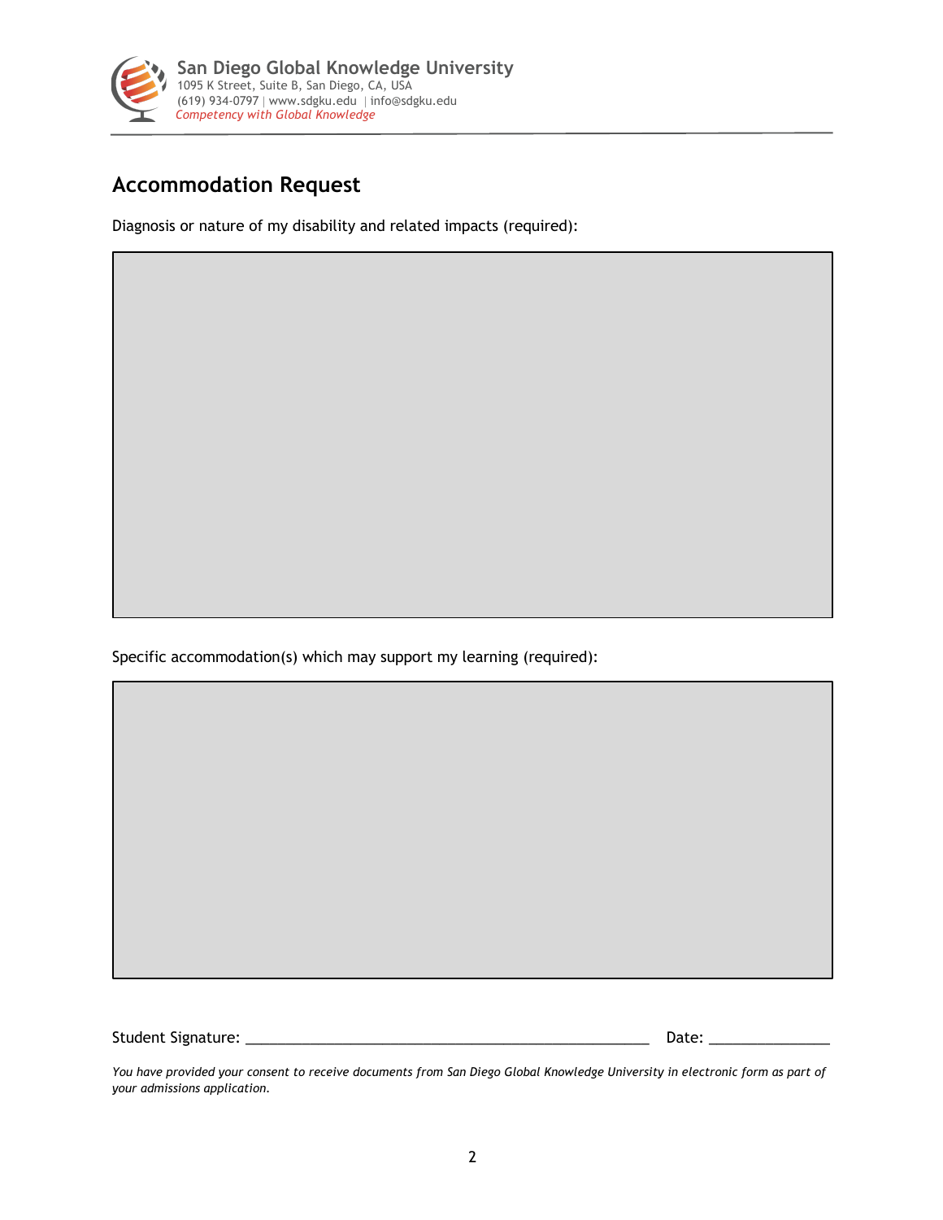## Accommodation Request

Diagnosis or nature of my disability and related impacts (required):

Specific accommodation(s) which may support my learning (required):

Student Signature: ___________________________________________________ Date: _______________

*You have provided your consent to receive documents from San Diego Global Knowledge University in electronic form as part of your admissions application.*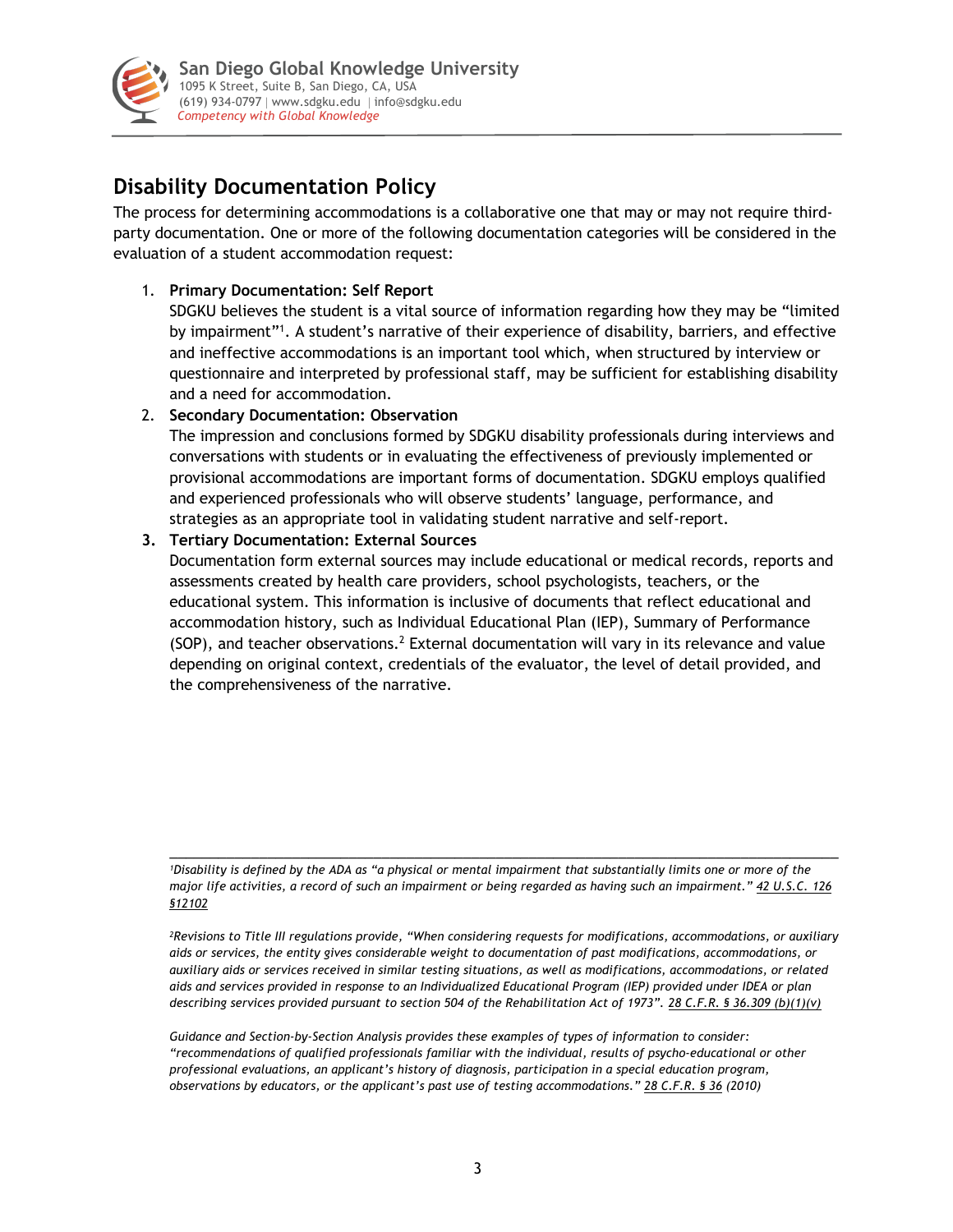# Disability Documentation Policy

The process for determining accommodations is a collaborative one that may or may not require third-party documentation. One or more of the following documentation categories will be considered in the evaluation of a student accommodation request:

1. **Primary Documentation: Self Report**
   SDGKU believes the student is a vital source of information regarding how they may be "limited by impairment"[1]. A student's narrative of their experience of disability, barriers, and effective and ineffective accommodations is an important tool which, when structured by interview or questionnaire and interpreted by professional staff, may be sufficient for establishing disability and a need for accommodation.
2. **Secondary Documentation: Observation**
   The impression and conclusions formed by SDGKU disability professionals during interviews and conversations with students or in evaluating the effectiveness of previously implemented or provisional accommodations are important forms of documentation. SDGKU employs qualified and experienced professionals who will observe students' language, performance, and strategies as an appropriate tool in validating student narrative and self-report.
3. **Tertiary Documentation: External Sources**
   Documentation form external sources may include educational or medical records, reports and assessments created by health care providers, school psychologists, teachers, or the educational system. This information is inclusive of documents that reflect educational and accommodation history, such as Individual Educational Plan (IEP), Summary of Performance (SOP), and teacher observations.[2] External documentation will vary in its relevance and value depending on original context, credentials of the evaluator, the level of detail provided, and the comprehensiveness of the narrative.

---

[1] *Disability is defined by the ADA as "a physical or mental impairment that substantially limits one or more of the major life activities, a record of such an impairment or being regarded as having such an impairment."* *42 U.S.C. 126 §12102*

[2] *Revisions to Title III regulations provide, "When considering requests for modifications, accommodations, or auxiliary aids or services, the entity gives considerable weight to documentation of past modifications, accommodations, or auxiliary aids or services received in similar testing situations, as well as modifications, accommodations, or related aids and services provided in response to an Individualized Educational Program (IEP) provided under IDEA or plan describing services provided pursuant to section 504 of the Rehabilitation Act of 1973".* *28 C.F.R. § 36.309 (b)(1)(v)*

*Guidance and Section-by-Section Analysis provides these examples of types of information to consider: "recommendations of qualified professionals familiar with the individual, results of psycho-educational or other professional evaluations, an applicant's history of diagnosis, participation in a special education program, observations by educators, or the applicant's past use of testing accommodations."* *28 C.F.R. § 36* *(2010)*